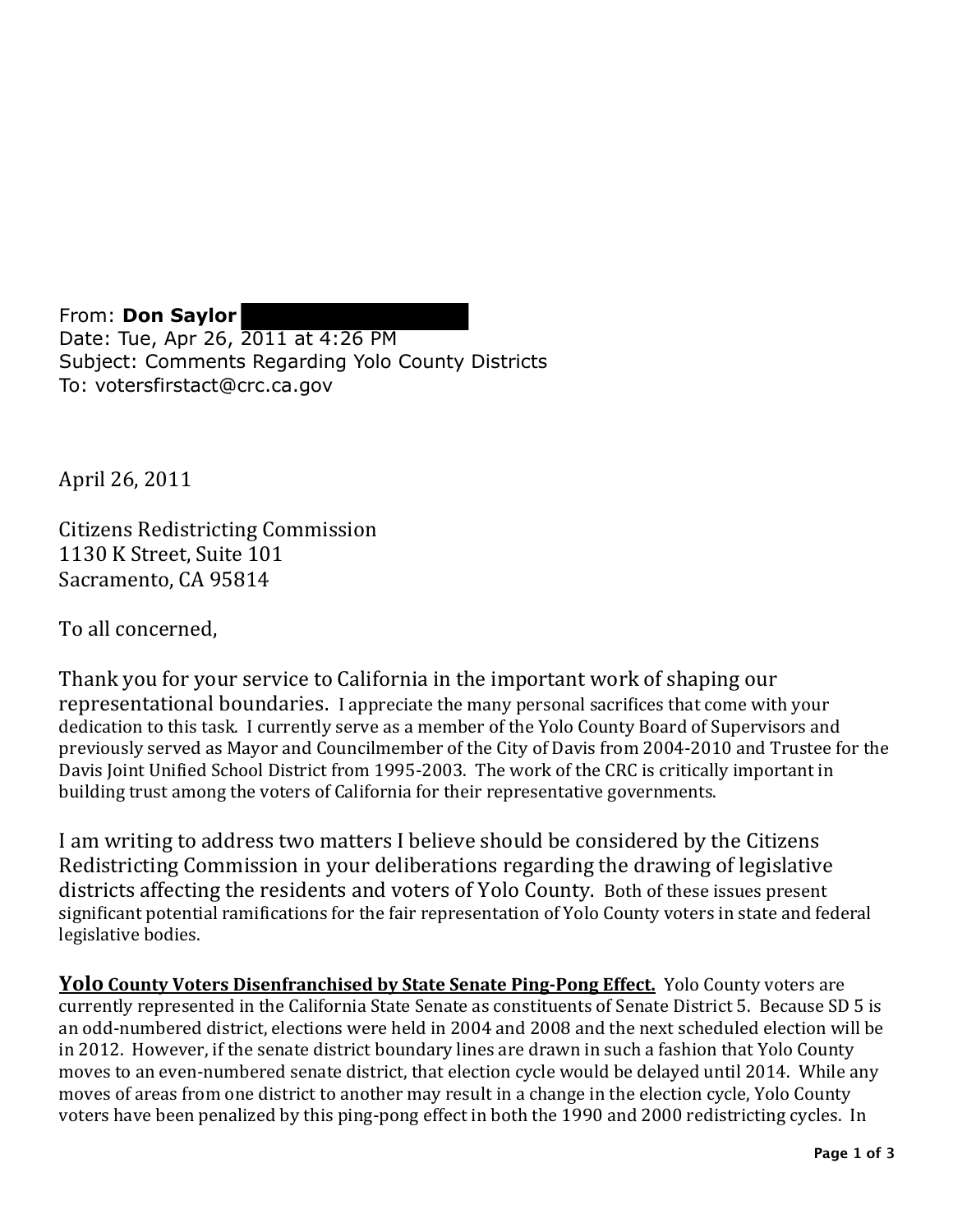From: **Don Saylor**
Date: Tue, Apr 26, 2011 at 4:26 PM
Subject: Comments Regarding Yolo County Districts
To: votersfirstact@crc.ca.gov

April 26, 2011

Citizens Redistricting Commission
1130 K Street, Suite 101
Sacramento, CA 95814

To all concerned,

Thank you for your service to California in the important work of shaping our representational boundaries. I appreciate the many personal sacrifices that come with your dedication to this task. I currently serve as a member of the Yolo County Board of Supervisors and previously served as Mayor and Councilmember of the City of Davis from 2004-2010 and Trustee for the Davis Joint Unified School District from 1995-2003. The work of the CRC is critically important in building trust among the voters of California for their representative governments.

I am writing to address two matters I believe should be considered by the Citizens Redistricting Commission in your deliberations regarding the drawing of legislative districts affecting the residents and voters of Yolo County. Both of these issues present significant potential ramifications for the fair representation of Yolo County voters in state and federal legislative bodies.

**Yolo County Voters Disenfranchised by State Senate Ping-Pong Effect.** Yolo County voters are currently represented in the California State Senate as constituents of Senate District 5. Because SD 5 is an odd-numbered district, elections were held in 2004 and 2008 and the next scheduled election will be in 2012. However, if the senate district boundary lines are drawn in such a fashion that Yolo County moves to an even-numbered senate district, that election cycle would be delayed until 2014. While any moves of areas from one district to another may result in a change in the election cycle, Yolo County voters have been penalized by this ping-pong effect in both the 1990 and 2000 redistricting cycles. In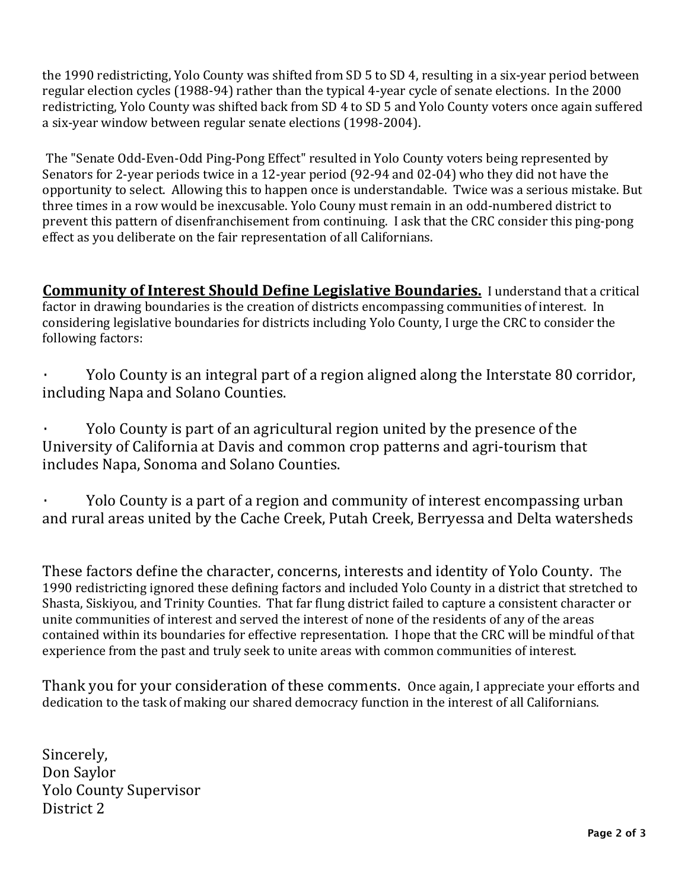the 1990 redistricting, Yolo County was shifted from SD 5 to SD 4, resulting in a six-year period between regular election cycles (1988-94) rather than the typical 4-year cycle of senate elections. In the 2000 redistricting, Yolo County was shifted back from SD 4 to SD 5 and Yolo County voters once again suffered a six-year window between regular senate elections (1998-2004).

The "Senate Odd-Even-Odd Ping-Pong Effect" resulted in Yolo County voters being represented by Senators for 2-year periods twice in a 12-year period (92-94 and 02-04) who they did not have the opportunity to select. Allowing this to happen once is understandable. Twice was a serious mistake. But three times in a row would be inexcusable. Yolo Couny must remain in an odd-numbered district to prevent this pattern of disenfranchisement from continuing. I ask that the CRC consider this ping-pong effect as you deliberate on the fair representation of all Californians.

**<u>Community of Interest Should Define Legislative Boundaries.</u>** I understand that a critical factor in drawing boundaries is the creation of districts encompassing communities of interest. In considering legislative boundaries for districts including Yolo County, I urge the CRC to consider the following factors:

- Yolo County is an integral part of a region aligned along the Interstate 80 corridor, including Napa and Solano Counties.
- Yolo County is part of an agricultural region united by the presence of the University of California at Davis and common crop patterns and agri-tourism that includes Napa, Sonoma and Solano Counties.
- Yolo County is a part of a region and community of interest encompassing urban and rural areas united by the Cache Creek, Putah Creek, Berryessa and Delta watersheds

These factors define the character, concerns, interests and identity of Yolo County. The 1990 redistricting ignored these defining factors and included Yolo County in a district that stretched to Shasta, Siskiyou, and Trinity Counties. That far flung district failed to capture a consistent character or unite communities of interest and served the interest of none of the residents of any of the areas contained within its boundaries for effective representation. I hope that the CRC will be mindful of that experience from the past and truly seek to unite areas with common communities of interest.

Thank you for your consideration of these comments. Once again, I appreciate your efforts and dedication to the task of making our shared democracy function in the interest of all Californians.

Sincerely,
Don Saylor
Yolo County Supervisor
District 2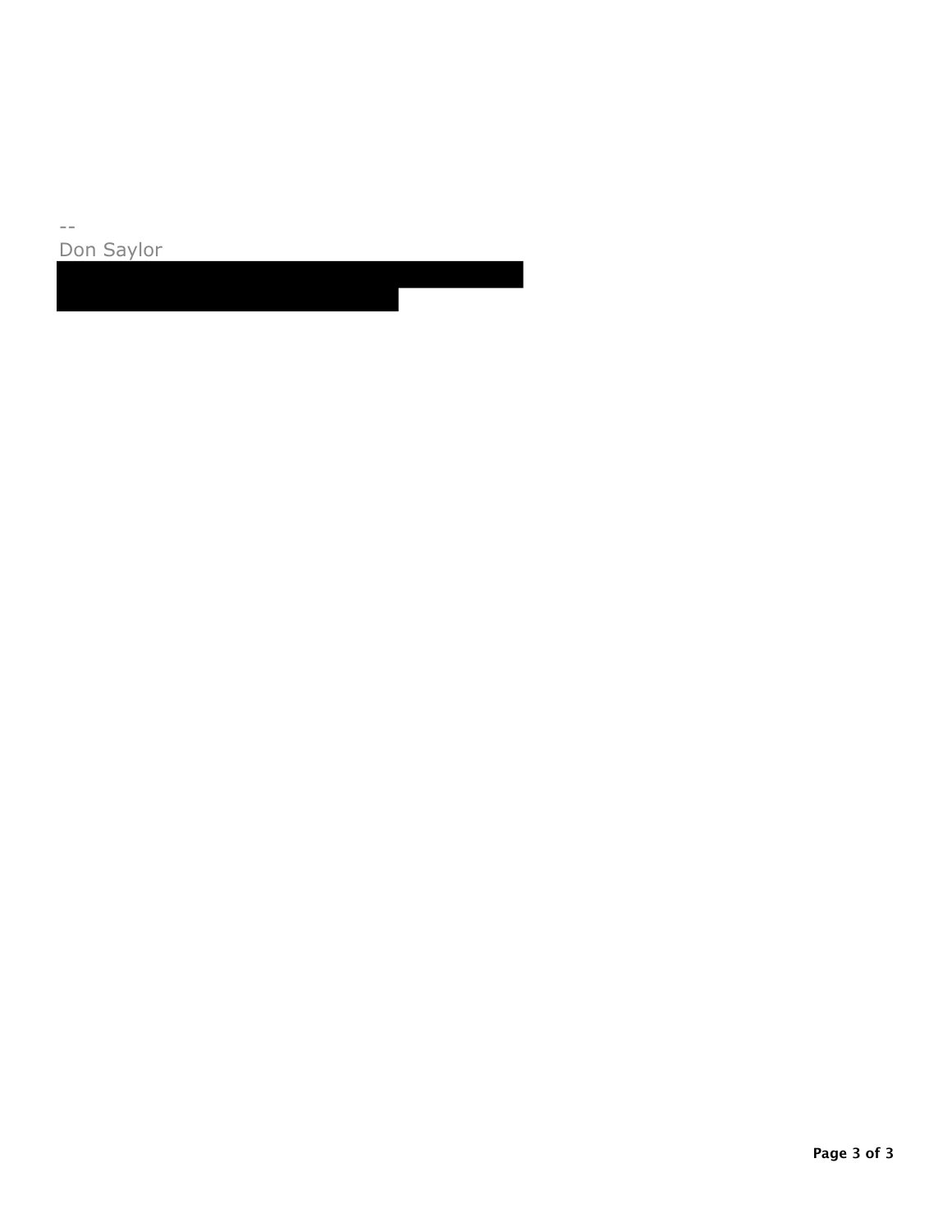--
Don Saylor